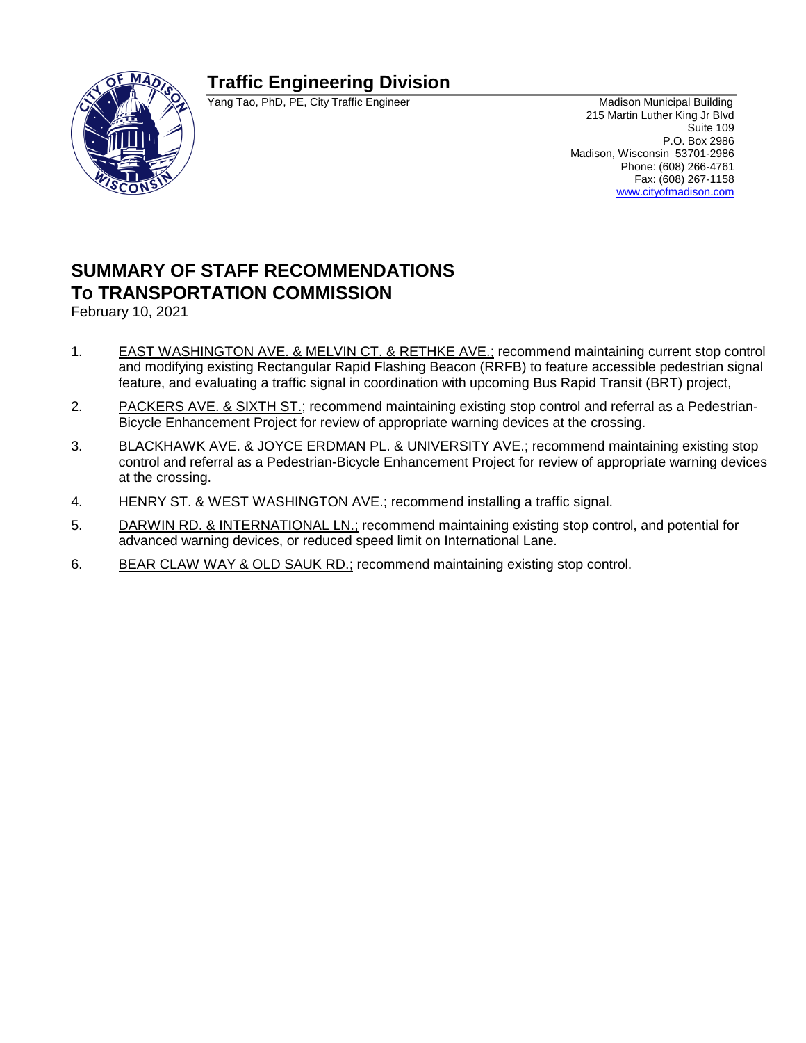# Traffic Engineering Division

Yang Tao, PhD, PE, City Traffic Engineer

Madison Municipal Building
215 Martin Luther King Jr Blvd
Suite 109
P.O. Box 2986
Madison, Wisconsin 53701-2986
Phone: (608) 266-4761
Fax: (608) 267-1158
www.cityofmadison.com

## SUMMARY OF STAFF RECOMMENDATIONS
## To TRANSPORTATION COMMISSION

February 10, 2021

1. EAST WASHINGTON AVE. & MELVIN CT. & RETHKE AVE.; recommend maintaining current stop control and modifying existing Rectangular Rapid Flashing Beacon (RRFB) to feature accessible pedestrian signal feature, and evaluating a traffic signal in coordination with upcoming Bus Rapid Transit (BRT) project,

2. PACKERS AVE. & SIXTH ST.; recommend maintaining existing stop control and referral as a Pedestrian-Bicycle Enhancement Project for review of appropriate warning devices at the crossing.

3. BLACKHAWK AVE. & JOYCE ERDMAN PL. & UNIVERSITY AVE.; recommend maintaining existing stop control and referral as a Pedestrian-Bicycle Enhancement Project for review of appropriate warning devices at the crossing.

4. HENRY ST. & WEST WASHINGTON AVE.; recommend installing a traffic signal.

5. DARWIN RD. & INTERNATIONAL LN.; recommend maintaining existing stop control, and potential for advanced warning devices, or reduced speed limit on International Lane.

6. BEAR CLAW WAY & OLD SAUK RD.; recommend maintaining existing stop control.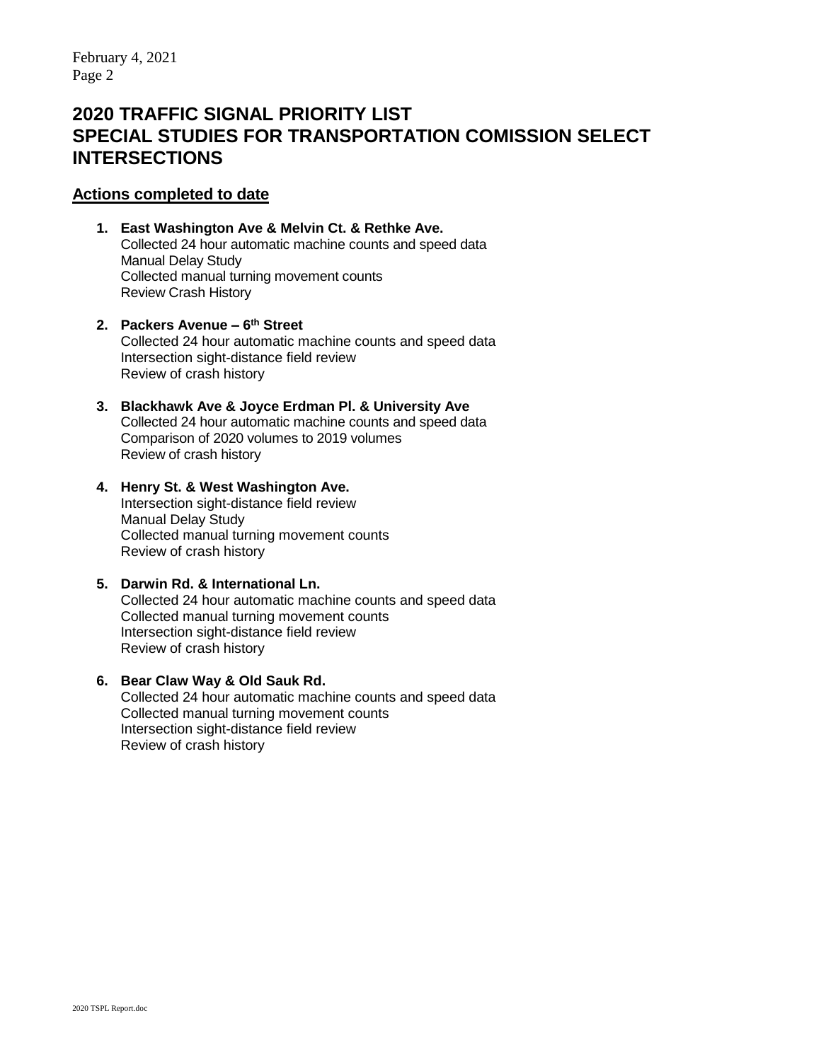# 2020 TRAFFIC SIGNAL PRIORITY LIST
# SPECIAL STUDIES FOR TRANSPORTATION COMISSION SELECT INTERSECTIONS

## Actions completed to date

1. **East Washington Ave & Melvin Ct. & Rethke Ave.**
   Collected 24 hour automatic machine counts and speed data
   Manual Delay Study
   Collected manual turning movement counts
   Review Crash History

2. **Packers Avenue – 6th Street**
   Collected 24 hour automatic machine counts and speed data
   Intersection sight-distance field review
   Review of crash history

3. **Blackhawk Ave & Joyce Erdman Pl. & University Ave**
   Collected 24 hour automatic machine counts and speed data
   Comparison of 2020 volumes to 2019 volumes
   Review of crash history

4. **Henry St. & West Washington Ave.**
   Intersection sight-distance field review
   Manual Delay Study
   Collected manual turning movement counts
   Review of crash history

5. **Darwin Rd. & International Ln.**
   Collected 24 hour automatic machine counts and speed data
   Collected manual turning movement counts
   Intersection sight-distance field review
   Review of crash history

6. **Bear Claw Way & Old Sauk Rd.**
   Collected 24 hour automatic machine counts and speed data
   Collected manual turning movement counts
   Intersection sight-distance field review
   Review of crash history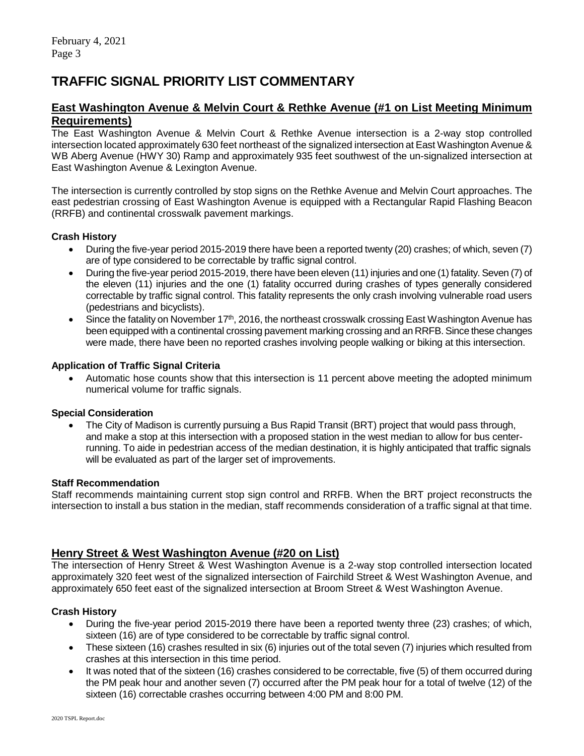# TRAFFIC SIGNAL PRIORITY LIST COMMENTARY

## East Washington Avenue & Melvin Court & Rethke Avenue (#1 on List Meeting Minimum Requirements)

The East Washington Avenue & Melvin Court & Rethke Avenue intersection is a 2-way stop controlled intersection located approximately 630 feet northeast of the signalized intersection at East Washington Avenue & WB Aberg Avenue (HWY 30) Ramp and approximately 935 feet southwest of the un-signalized intersection at East Washington Avenue & Lexington Avenue.

The intersection is currently controlled by stop signs on the Rethke Avenue and Melvin Court approaches. The east pedestrian crossing of East Washington Avenue is equipped with a Rectangular Rapid Flashing Beacon (RRFB) and continental crosswalk pavement markings.

### Crash History

- During the five-year period 2015-2019 there have been a reported twenty (20) crashes; of which, seven (7) are of type considered to be correctable by traffic signal control.
- During the five-year period 2015-2019, there have been eleven (11) injuries and one (1) fatality. Seven (7) of the eleven (11) injuries and the one (1) fatality occurred during crashes of types generally considered correctable by traffic signal control. This fatality represents the only crash involving vulnerable road users (pedestrians and bicyclists).
- Since the fatality on November 17th, 2016, the northeast crosswalk crossing East Washington Avenue has been equipped with a continental crossing pavement marking crossing and an RRFB. Since these changes were made, there have been no reported crashes involving people walking or biking at this intersection.

### Application of Traffic Signal Criteria

- Automatic hose counts show that this intersection is 11 percent above meeting the adopted minimum numerical volume for traffic signals.

### Special Consideration

- The City of Madison is currently pursuing a Bus Rapid Transit (BRT) project that would pass through, and make a stop at this intersection with a proposed station in the west median to allow for bus center-running. To aide in pedestrian access of the median destination, it is highly anticipated that traffic signals will be evaluated as part of the larger set of improvements.

### Staff Recommendation

Staff recommends maintaining current stop sign control and RRFB. When the BRT project reconstructs the intersection to install a bus station in the median, staff recommends consideration of a traffic signal at that time.

## Henry Street & West Washington Avenue (#20 on List)

The intersection of Henry Street & West Washington Avenue is a 2-way stop controlled intersection located approximately 320 feet west of the signalized intersection of Fairchild Street & West Washington Avenue, and approximately 650 feet east of the signalized intersection at Broom Street & West Washington Avenue.

### Crash History

- During the five-year period 2015-2019 there have been a reported twenty three (23) crashes; of which, sixteen (16) are of type considered to be correctable by traffic signal control.
- These sixteen (16) crashes resulted in six (6) injuries out of the total seven (7) injuries which resulted from crashes at this intersection in this time period.
- It was noted that of the sixteen (16) crashes considered to be correctable, five (5) of them occurred during the PM peak hour and another seven (7) occurred after the PM peak hour for a total of twelve (12) of the sixteen (16) correctable crashes occurring between 4:00 PM and 8:00 PM.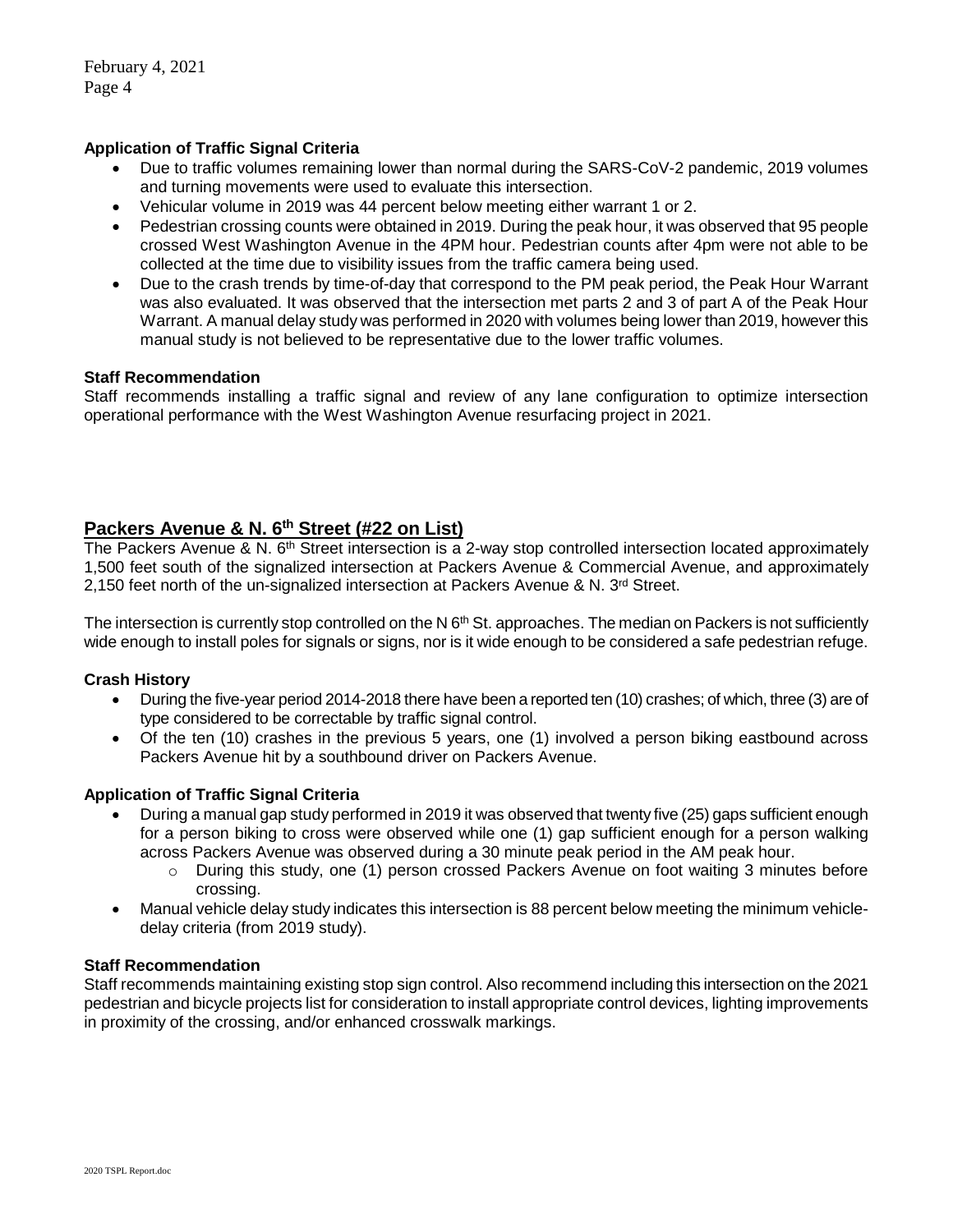**Application of Traffic Signal Criteria**

- Due to traffic volumes remaining lower than normal during the SARS-CoV-2 pandemic, 2019 volumes and turning movements were used to evaluate this intersection.
- Vehicular volume in 2019 was 44 percent below meeting either warrant 1 or 2.
- Pedestrian crossing counts were obtained in 2019. During the peak hour, it was observed that 95 people crossed West Washington Avenue in the 4PM hour. Pedestrian counts after 4pm were not able to be collected at the time due to visibility issues from the traffic camera being used.
- Due to the crash trends by time-of-day that correspond to the PM peak period, the Peak Hour Warrant was also evaluated. It was observed that the intersection met parts 2 and 3 of part A of the Peak Hour Warrant. A manual delay study was performed in 2020 with volumes being lower than 2019, however this manual study is not believed to be representative due to the lower traffic volumes.

**Staff Recommendation**

Staff recommends installing a traffic signal and review of any lane configuration to optimize intersection operational performance with the West Washington Avenue resurfacing project in 2021.

## Packers Avenue & N. 6th Street (#22 on List)

The Packers Avenue & N. 6th Street intersection is a 2-way stop controlled intersection located approximately 1,500 feet south of the signalized intersection at Packers Avenue & Commercial Avenue, and approximately 2,150 feet north of the un-signalized intersection at Packers Avenue & N. 3rd Street.

The intersection is currently stop controlled on the N 6th St. approaches. The median on Packers is not sufficiently wide enough to install poles for signals or signs, nor is it wide enough to be considered a safe pedestrian refuge.

**Crash History**

- During the five-year period 2014-2018 there have been a reported ten (10) crashes; of which, three (3) are of type considered to be correctable by traffic signal control.
- Of the ten (10) crashes in the previous 5 years, one (1) involved a person biking eastbound across Packers Avenue hit by a southbound driver on Packers Avenue.

**Application of Traffic Signal Criteria**

- During a manual gap study performed in 2019 it was observed that twenty five (25) gaps sufficient enough for a person biking to cross were observed while one (1) gap sufficient enough for a person walking across Packers Avenue was observed during a 30 minute peak period in the AM peak hour.
  - During this study, one (1) person crossed Packers Avenue on foot waiting 3 minutes before crossing.
- Manual vehicle delay study indicates this intersection is 88 percent below meeting the minimum vehicle-delay criteria (from 2019 study).

**Staff Recommendation**

Staff recommends maintaining existing stop sign control. Also recommend including this intersection on the 2021 pedestrian and bicycle projects list for consideration to install appropriate control devices, lighting improvements in proximity of the crossing, and/or enhanced crosswalk markings.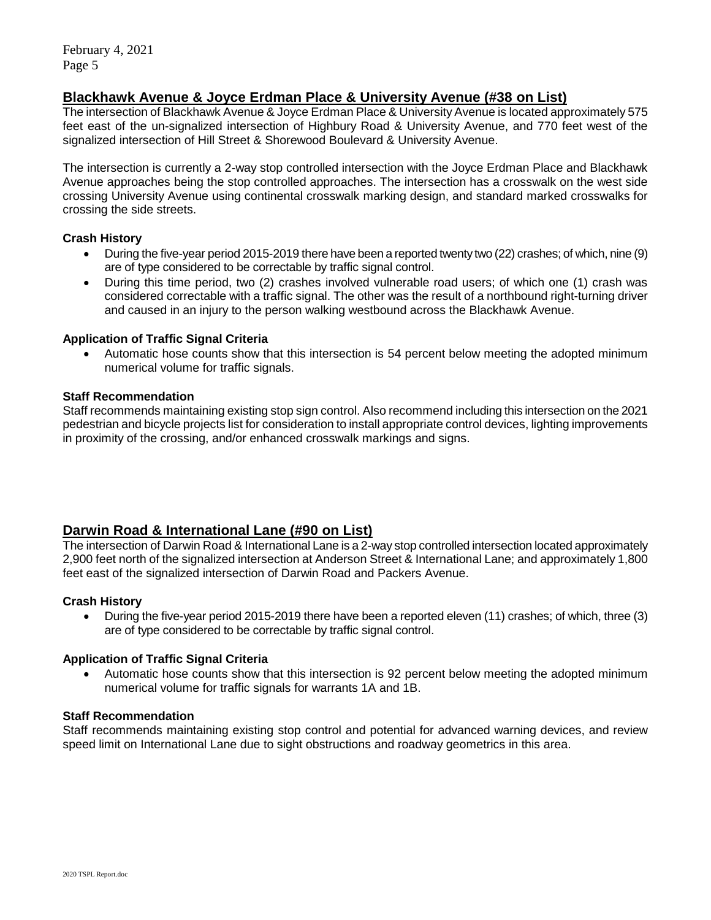## Blackhawk Avenue & Joyce Erdman Place & University Avenue (#38 on List)

The intersection of Blackhawk Avenue & Joyce Erdman Place & University Avenue is located approximately 575 feet east of the un-signalized intersection of Highbury Road & University Avenue, and 770 feet west of the signalized intersection of Hill Street & Shorewood Boulevard & University Avenue.

The intersection is currently a 2-way stop controlled intersection with the Joyce Erdman Place and Blackhawk Avenue approaches being the stop controlled approaches. The intersection has a crosswalk on the west side crossing University Avenue using continental crosswalk marking design, and standard marked crosswalks for crossing the side streets.

### Crash History

- During the five-year period 2015-2019 there have been a reported twenty two (22) crashes; of which, nine (9) are of type considered to be correctable by traffic signal control.
- During this time period, two (2) crashes involved vulnerable road users; of which one (1) crash was considered correctable with a traffic signal. The other was the result of a northbound right-turning driver and caused in an injury to the person walking westbound across the Blackhawk Avenue.

### Application of Traffic Signal Criteria

- Automatic hose counts show that this intersection is 54 percent below meeting the adopted minimum numerical volume for traffic signals.

### Staff Recommendation

Staff recommends maintaining existing stop sign control. Also recommend including this intersection on the 2021 pedestrian and bicycle projects list for consideration to install appropriate control devices, lighting improvements in proximity of the crossing, and/or enhanced crosswalk markings and signs.

## Darwin Road & International Lane (#90 on List)

The intersection of Darwin Road & International Lane is a 2-way stop controlled intersection located approximately 2,900 feet north of the signalized intersection at Anderson Street & International Lane; and approximately 1,800 feet east of the signalized intersection of Darwin Road and Packers Avenue.

### Crash History

- During the five-year period 2015-2019 there have been a reported eleven (11) crashes; of which, three (3) are of type considered to be correctable by traffic signal control.

### Application of Traffic Signal Criteria

- Automatic hose counts show that this intersection is 92 percent below meeting the adopted minimum numerical volume for traffic signals for warrants 1A and 1B.

### Staff Recommendation

Staff recommends maintaining existing stop control and potential for advanced warning devices, and review speed limit on International Lane due to sight obstructions and roadway geometrics in this area.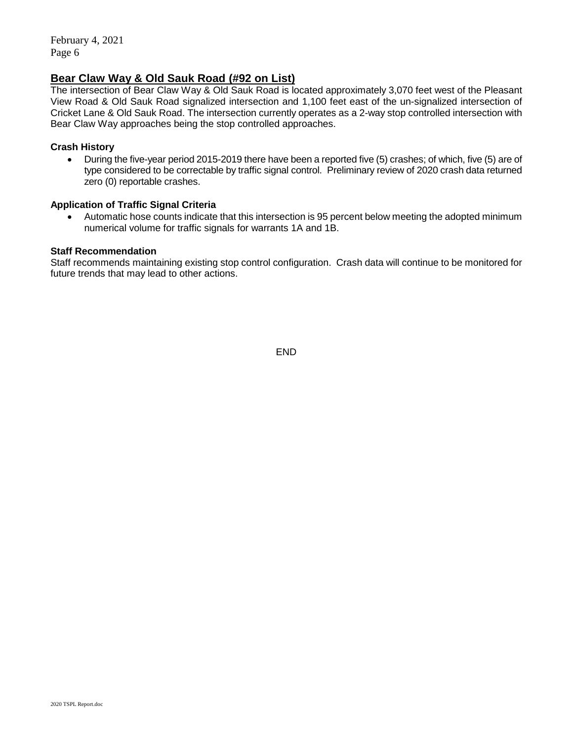## Bear Claw Way & Old Sauk Road (#92 on List)

The intersection of Bear Claw Way & Old Sauk Road is located approximately 3,070 feet west of the Pleasant View Road & Old Sauk Road signalized intersection and 1,100 feet east of the un-signalized intersection of Cricket Lane & Old Sauk Road. The intersection currently operates as a 2-way stop controlled intersection with Bear Claw Way approaches being the stop controlled approaches.

### Crash History

- During the five-year period 2015-2019 there have been a reported five (5) crashes; of which, five (5) are of type considered to be correctable by traffic signal control. Preliminary review of 2020 crash data returned zero (0) reportable crashes.

### Application of Traffic Signal Criteria

- Automatic hose counts indicate that this intersection is 95 percent below meeting the adopted minimum numerical volume for traffic signals for warrants 1A and 1B.

### Staff Recommendation

Staff recommends maintaining existing stop control configuration. Crash data will continue to be monitored for future trends that may lead to other actions.

END